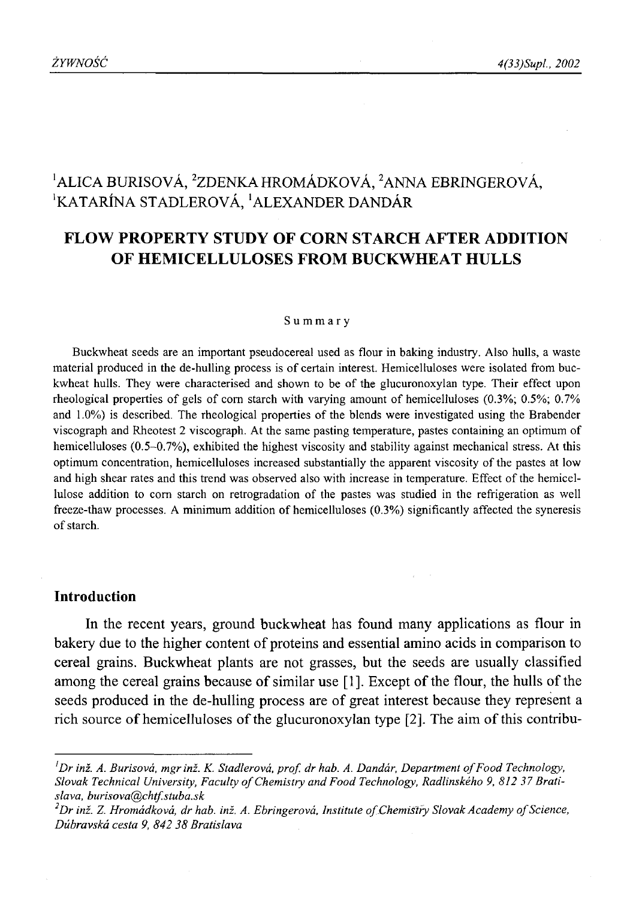[1]ALICA BURISOVÁ, [2]ZDENKA HROMÁDKOVÁ, [2]ANNA EBRINGEROVÁ, [1]KATARÍNA STADLEROVÁ, [1]ALEXANDER DANDÁR

# FLOW PROPERTY STUDY OF CORN STARCH AFTER ADDITION OF HEMICELLULOSES FROM BUCKWHEAT HULLS

Summary

Buckwheat seeds are an important pseudocereal used as flour in baking industry. Also hulls, a waste material produced in the de-hulling process is of certain interest. Hemicelluloses were isolated from buckwheat hulls. They were characterised and shown to be of the glucuronoxylan type. Their effect upon rheological properties of gels of corn starch with varying amount of hemicelluloses (0.3%; 0.5%; 0.7% and 1.0%) is described. The rheological properties of the blends were investigated using the Brabender viscograph and Rheotest 2 viscograph. At the same pasting temperature, pastes containing an optimum of hemicelluloses (0.5–0.7%), exhibited the highest viscosity and stability against mechanical stress. At this optimum concentration, hemicelluloses increased substantially the apparent viscosity of the pastes at low and high shear rates and this trend was observed also with increase in temperature. Effect of the hemicellulose addition to corn starch on retrogradation of the pastes was studied in the refrigeration as well freeze-thaw processes. A minimum addition of hemicelluloses (0.3%) significantly affected the syneresis of starch.

## Introduction

In the recent years, ground buckwheat has found many applications as flour in bakery due to the higher content of proteins and essential amino acids in comparison to cereal grains. Buckwheat plants are not grasses, but the seeds are usually classified among the cereal grains because of similar use [1]. Except of the flour, the hulls of the seeds produced in the de-hulling process are of great interest because they represent a rich source of hemicelluloses of the glucuronoxylan type [2]. The aim of this contribu-

---

[1]*Dr inž. A. Burisová, mgr inž. K. Stadlerová, prof. dr hab. A. Dandár, Department of Food Technology, Slovak Technical University, Faculty of Chemistry and Food Technology, Radlinského 9, 812 37 Bratislava, burisova@chtf.stuba.sk*

[2]*Dr inž. Z. Hromádková, dr hab. inž. A. Ebringerová, Institute of Chemistry Slovak Academy of Science, Dúbravská cesta 9, 842 38 Bratislava*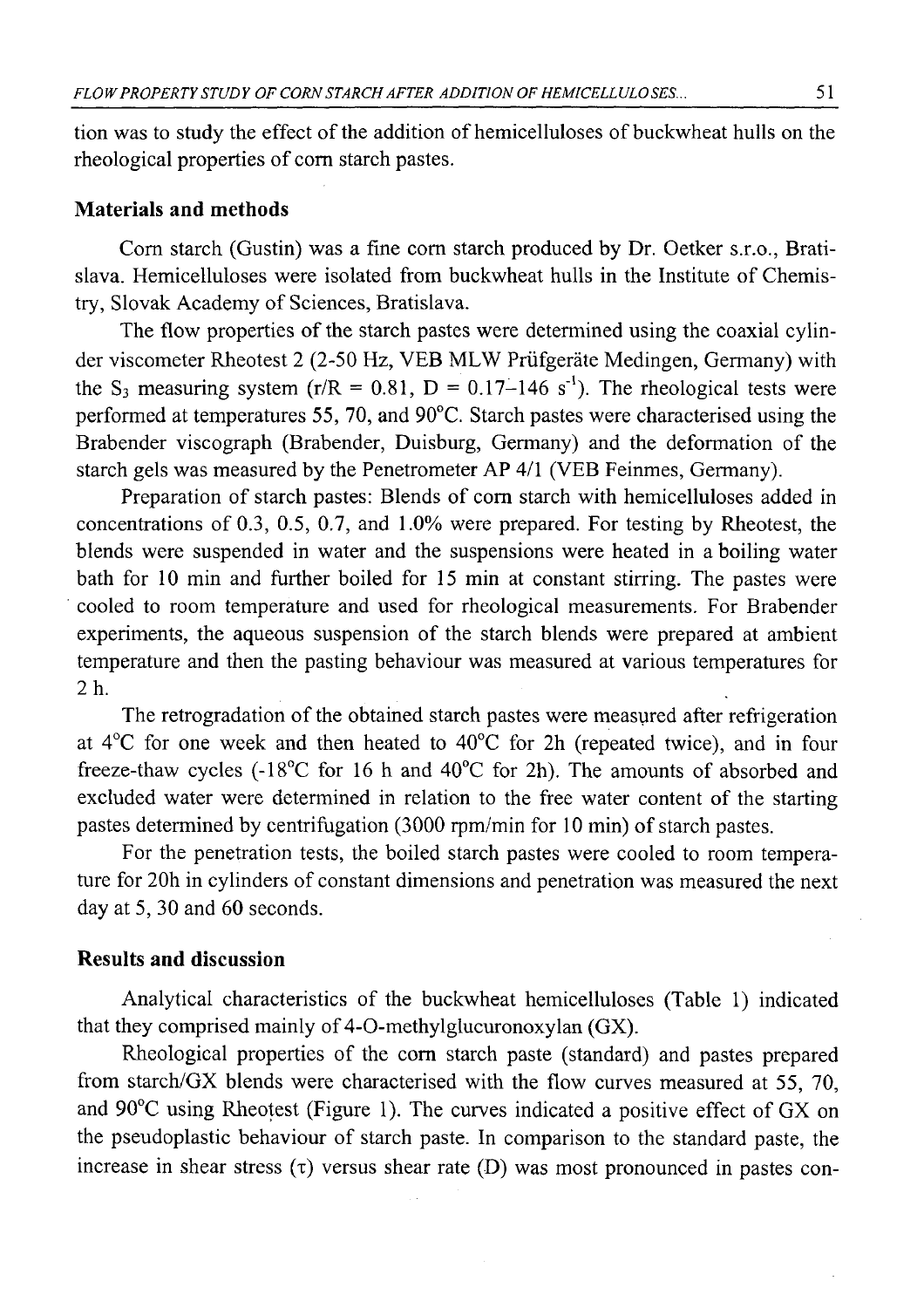tion was to study the effect of the addition of hemicelluloses of buckwheat hulls on the rheological properties of corn starch pastes.

## Materials and methods

Corn starch (Gustin) was a fine corn starch produced by Dr. Oetker s.r.o., Bratislava. Hemicelluloses were isolated from buckwheat hulls in the Institute of Chemistry, Slovak Academy of Sciences, Bratislava.

The flow properties of the starch pastes were determined using the coaxial cylinder viscometer Rheotest 2 (2-50 Hz, VEB MLW Prüfgeräte Medingen, Germany) with the $S_3$ measuring system ($r/R = 0.81$, $D = 0.17–146\ s^{-1}$). The rheological tests were performed at temperatures 55, 70, and 90°C. Starch pastes were characterised using the Brabender viscograph (Brabender, Duisburg, Germany) and the deformation of the starch gels was measured by the Penetrometer AP 4/1 (VEB Feinmes, Germany).

Preparation of starch pastes: Blends of corn starch with hemicelluloses added in concentrations of 0.3, 0.5, 0.7, and 1.0% were prepared. For testing by Rheotest, the blends were suspended in water and the suspensions were heated in a boiling water bath for 10 min and further boiled for 15 min at constant stirring. The pastes were cooled to room temperature and used for rheological measurements. For Brabender experiments, the aqueous suspension of the starch blends were prepared at ambient temperature and then the pasting behaviour was measured at various temperatures for 2 h.

The retrogradation of the obtained starch pastes were measured after refrigeration at 4°C for one week and then heated to 40°C for 2h (repeated twice), and in four freeze-thaw cycles (-18°C for 16 h and 40°C for 2h). The amounts of absorbed and excluded water were determined in relation to the free water content of the starting pastes determined by centrifugation (3000 rpm/min for 10 min) of starch pastes.

For the penetration tests, the boiled starch pastes were cooled to room temperature for 20h in cylinders of constant dimensions and penetration was measured the next day at 5, 30 and 60 seconds.

## Results and discussion

Analytical characteristics of the buckwheat hemicelluloses (Table 1) indicated that they comprised mainly of 4-O-methylglucuronoxylan (GX).

Rheological properties of the corn starch paste (standard) and pastes prepared from starch/GX blends were characterised with the flow curves measured at 55, 70, and 90°C using Rheotest (Figure 1). The curves indicated a positive effect of GX on the pseudoplastic behaviour of starch paste. In comparison to the standard paste, the increase in shear stress ($\tau$) versus shear rate (D) was most pronounced in pastes con-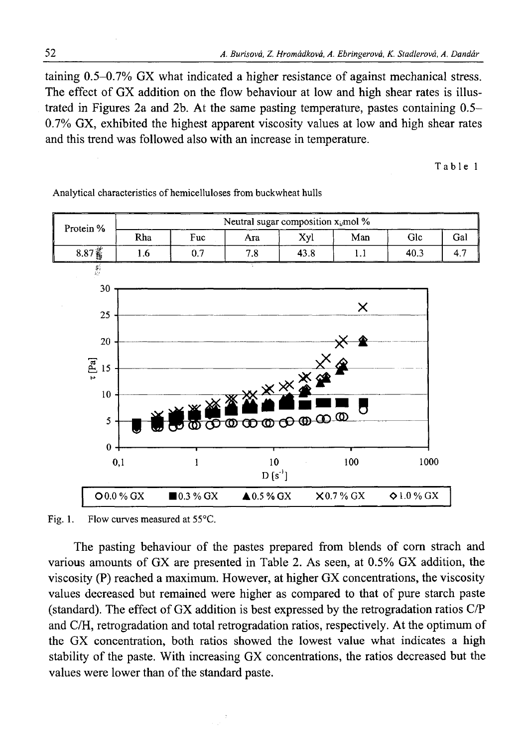taining 0.5–0.7% GX what indicated a higher resistance of against mechanical stress. The effect of GX addition on the flow behaviour at low and high shear rates is illustrated in Figures 2a and 2b. At the same pasting temperature, pastes containing 0.5–0.7% GX, exhibited the highest apparent viscosity values at low and high shear rates and this trend was followed also with an increase in temperature.

Table 1

Analytical characteristics of hemicelluloses from buckwheat hulls

| Protein % | Neutral sugar composition $x_i$,mol % | | | | | | |
|---|---|---|---|---|---|---|---|
| | Rha | Fuc | Ara | Xyl | Man | Glc | Gal |
| 8.87 | 1.6 | 0.7 | 7.8 | 43.8 | 1.1 | 40.3 | 4.7 |

Fig. 1. Flow curves measured at 55°C.

The pasting behaviour of the pastes prepared from blends of corn strach and various amounts of GX are presented in Table 2. As seen, at 0.5% GX addition, the viscosity (P) reached a maximum. However, at higher GX concentrations, the viscosity values decreased but remained were higher as compared to that of pure starch paste (standard). The effect of GX addition is best expressed by the retrogradation ratios C/P and C/H, retrogradation and total retrogradation ratios, respectively. At the optimum of the GX concentration, both ratios showed the lowest value what indicates a high stability of the paste. With increasing GX concentrations, the ratios decreased but the values were lower than of the standard paste.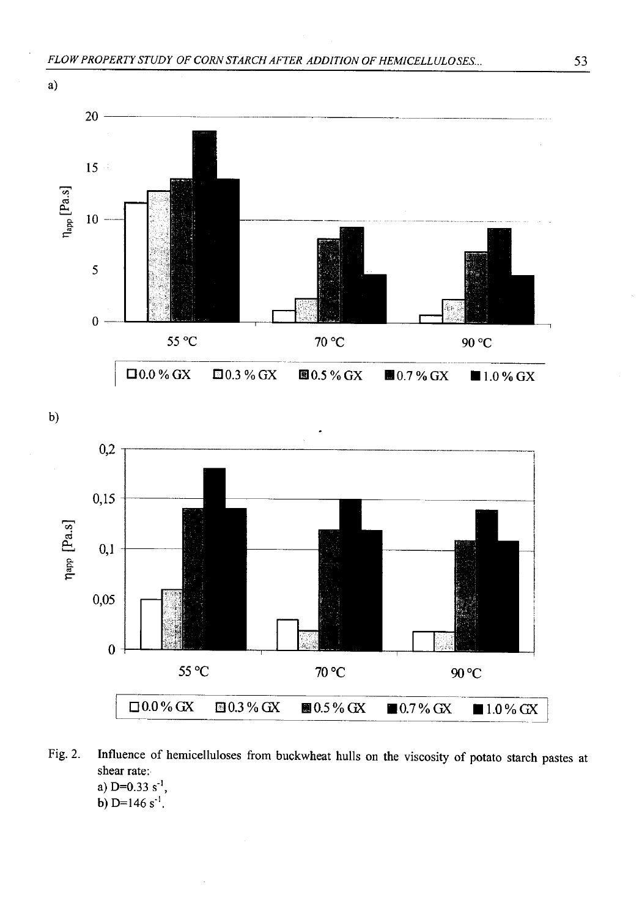a)

b)

Fig. 2. Influence of hemicelluloses from buckwheat hulls on the viscosity of potato starch pastes at shear rate:
a) $D=0.33\ s^{-1}$,
b) $D=146\ s^{-1}$.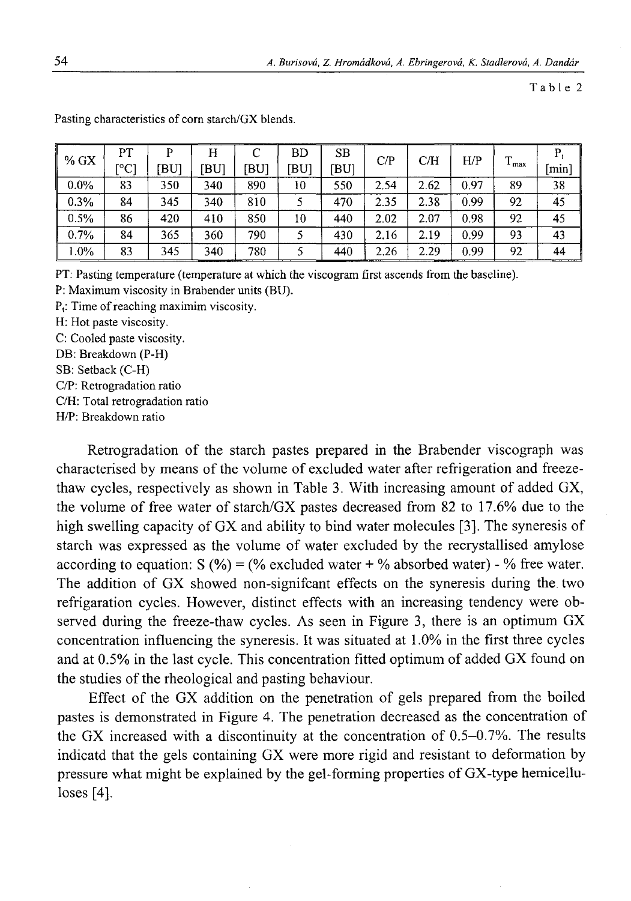Table 2

Pasting characteristics of corn starch/GX blends.

| % GX | PT [°C] | P [BU] | H [BU] | C [BU] | BD [BU] | SB [BU] | C/P | C/H | H/P | $T_{max}$ | $P_t$ [min] |
|---|---|---|---|---|---|---|---|---|---|---|---|
| 0.0% | 83 | 350 | 340 | 890 | 10 | 550 | 2.54 | 2.62 | 0.97 | 89 | 38 |
| 0.3% | 84 | 345 | 340 | 810 | 5 | 470 | 2.35 | 2.38 | 0.99 | 92 | 45 |
| 0.5% | 86 | 420 | 410 | 850 | 10 | 440 | 2.02 | 2.07 | 0.98 | 92 | 45 |
| 0.7% | 84 | 365 | 360 | 790 | 5 | 430 | 2.16 | 2.19 | 0.99 | 93 | 43 |
| 1.0% | 83 | 345 | 340 | 780 | 5 | 440 | 2.26 | 2.29 | 0.99 | 92 | 44 |

PT: Pasting temperature (temperature at which the viscogram first ascends from the baseline).
P: Maximum viscosity in Brabender units (BU).
$P_t$: Time of reaching maximim viscosity.
H: Hot paste viscosity.
C: Cooled paste viscosity.
DB: Breakdown (P-H)
SB: Setback (C-H)
C/P: Retrogradation ratio
C/H: Total retrogradation ratio
H/P: Breakdown ratio

Retrogradation of the starch pastes prepared in the Brabender viscograph was characterised by means of the volume of excluded water after refrigeration and freeze-thaw cycles, respectively as shown in Table 3. With increasing amount of added GX, the volume of free water of starch/GX pastes decreased from 82 to 17.6% due to the high swelling capacity of GX and ability to bind water molecules [3]. The syneresis of starch was expressed as the volume of water excluded by the recrystallised amylose according to equation: S (%) = (% excluded water + % absorbed water) - % free water. The addition of GX showed non-signifcant effects on the syneresis during the two refrigaration cycles. However, distinct effects with an increasing tendency were observed during the freeze-thaw cycles. As seen in Figure 3, there is an optimum GX concentration influencing the syneresis. It was situated at 1.0% in the first three cycles and at 0.5% in the last cycle. This concentration fitted optimum of added GX found on the studies of the rheological and pasting behaviour.

Effect of the GX addition on the penetration of gels prepared from the boiled pastes is demonstrated in Figure 4. The penetration decreased as the concentration of the GX increased with a discontinuity at the concentration of 0.5–0.7%. The results indicatd that the gels containing GX were more rigid and resistant to deformation by pressure what might be explained by the gel-forming properties of GX-type hemicelluloses [4].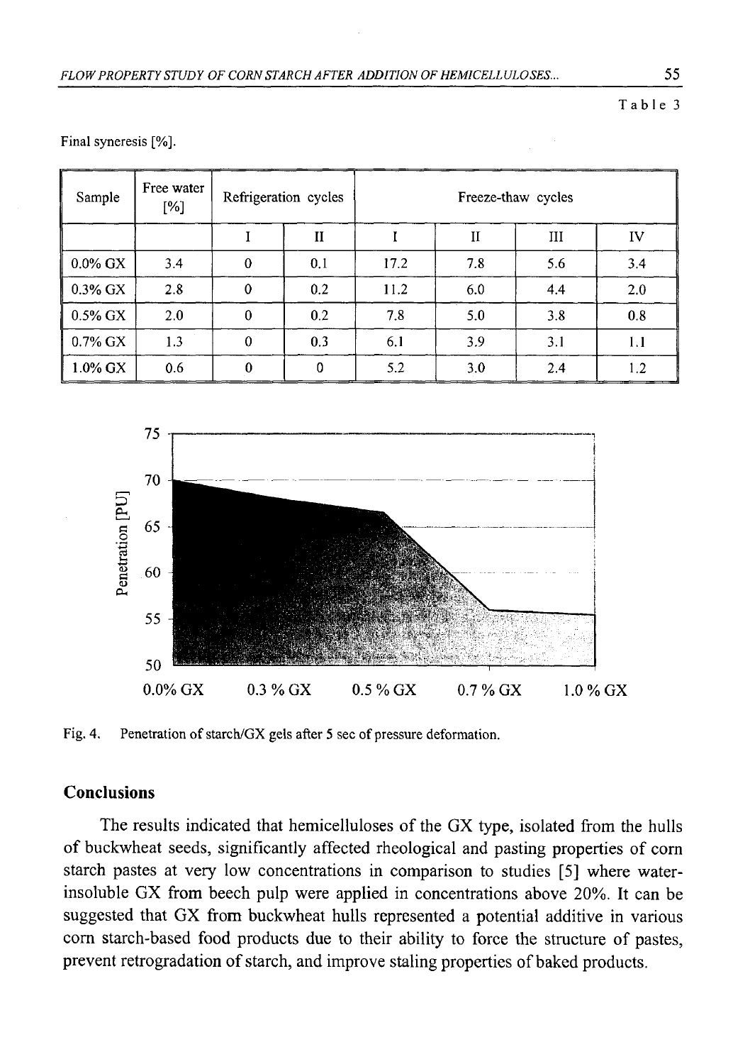Table 3

Final syneresis [%].

| Sample | Free water [%] | Refrigeration cycles | | Freeze-thaw cycles | | | |
|---|---|---|---|---|---|---|---|
| | | I | II | I | II | III | IV |
| 0.0% GX | 3.4 | 0 | 0.1 | 17.2 | 7.8 | 5.6 | 3.4 |
| 0.3% GX | 2.8 | 0 | 0.2 | 11.2 | 6.0 | 4.4 | 2.0 |
| 0.5% GX | 2.0 | 0 | 0.2 | 7.8 | 5.0 | 3.8 | 0.8 |
| 0.7% GX | 1.3 | 0 | 0.3 | 6.1 | 3.9 | 3.1 | 1.1 |
| 1.0% GX | 0.6 | 0 | 0 | 5.2 | 3.0 | 2.4 | 1.2 |

Fig. 4. Penetration of starch/GX gels after 5 sec of pressure deformation.

## Conclusions

The results indicated that hemicelluloses of the GX type, isolated from the hulls of buckwheat seeds, significantly affected rheological and pasting properties of corn starch pastes at very low concentrations in comparison to studies [5] where water-insoluble GX from beech pulp were applied in concentrations above 20%. It can be suggested that GX from buckwheat hulls represented a potential additive in various corn starch-based food products due to their ability to force the structure of pastes, prevent retrogradation of starch, and improve staling properties of baked products.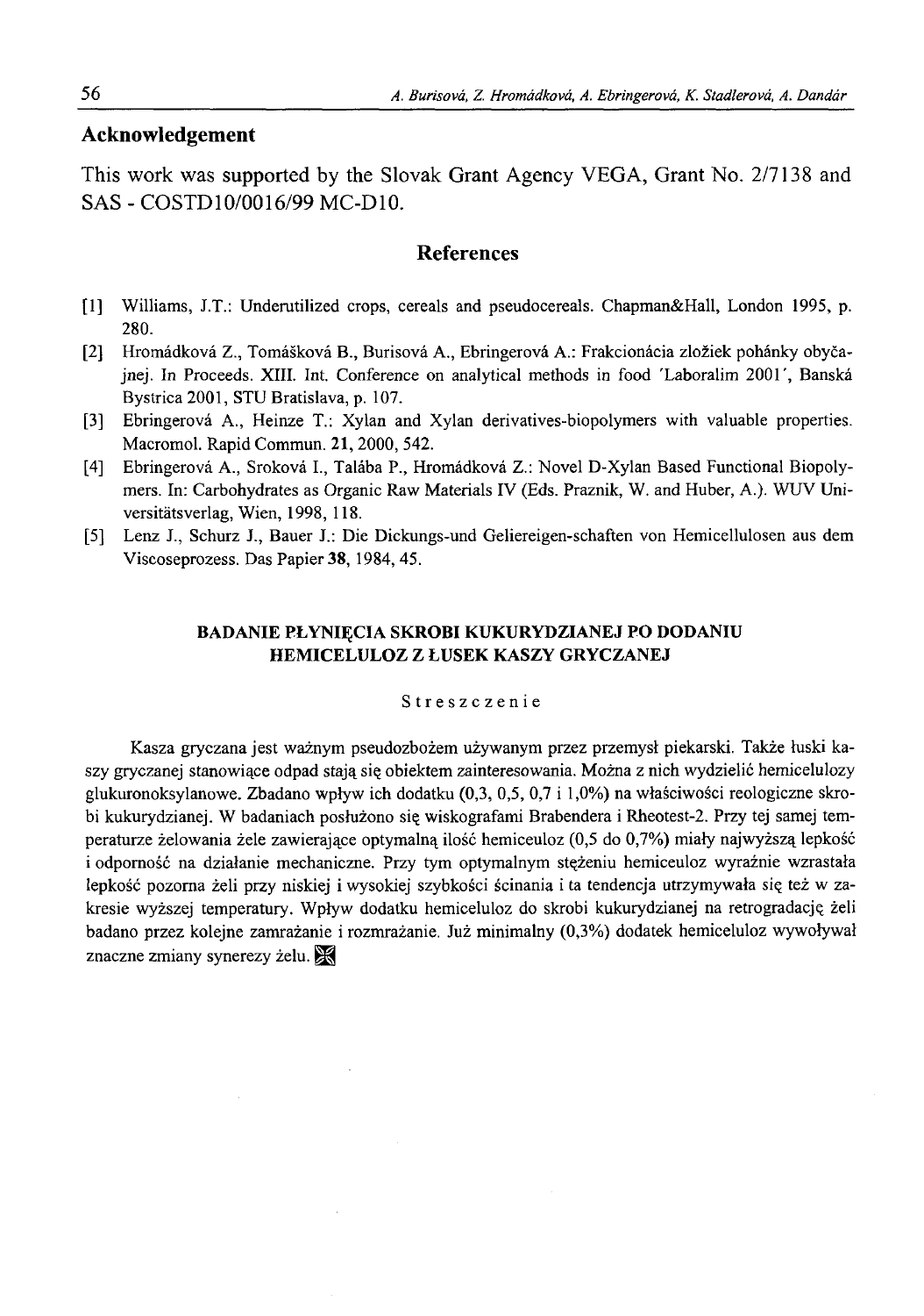## Acknowledgement

This work was supported by the Slovak Grant Agency VEGA, Grant No. 2/7138 and SAS - COSTD10/0016/99 MC-D10.

## References

[1] Williams, J.T.: Underutilized crops, cereals and pseudocereals. Chapman&Hall, London 1995, p. 280.

[2] Hromádková Z., Tomášková B., Burisová A., Ebringerová A.: Frakcionácia zložiek pohánky obyčajnej. In Proceeds. XIII. Int. Conference on analytical methods in food 'Laboralim 2001', Banská Bystrica 2001, STU Bratislava, p. 107.

[3] Ebringerová A., Heinze T.: Xylan and Xylan derivatives-biopolymers with valuable properties. Macromol. Rapid Commun. **21**, 2000, 542.

[4] Ebringerová A., Sroková I., Talába P., Hromádková Z.: Novel D-Xylan Based Functional Biopolymers. In: Carbohydrates as Organic Raw Materials IV (Eds. Praznik, W. and Huber, A.). WUV Universitätsverlag, Wien, 1998, 118.

[5] Lenz J., Schurz J., Bauer J.: Die Dickungs-und Geliereigen-schaften von Hemicellulosen aus dem Viscoseprozess. Das Papier **38**, 1984, 45.

### BADANIE PŁYNIĘCIA SKROBI KUKURYDZIANEJ PO DODANIU HEMICELULOZ Z ŁUSEK KASZY GRYCZANEJ

S t r e s z c z e n i e

Kasza gryczana jest ważnym pseudozbożem używanym przez przemysł piekarski. Także łuski kaszy gryczanej stanowiące odpad stają się obiektem zainteresowania. Można z nich wydzielić hemicelulozy glukuronoksylanowe. Zbadano wpływ ich dodatku (0,3, 0,5, 0,7 i 1,0%) na właściwości reologiczne skrobi kukurydzianej. W badaniach posłużono się wiskografami Brabendera i Rheotest-2. Przy tej samej temperaturze żelowania żele zawierające optymalną ilość hemiceuloz (0,5 do 0,7%) miały najwyższą lepkość i odporność na działanie mechaniczne. Przy tym optymalnym stężeniu hemiceuloz wyraźnie wzrastała lepkość pozorna żeli przy niskiej i wysokiej szybkości ścinania i ta tendencja utrzymywała się też w zakresie wyższej temperatury. Wpływ dodatku hemiceluloz do skrobi kukurydzianej na retrogradację żeli badano przez kolejne zamrażanie i rozmrażanie. Już minimalny (0,3%) dodatek hemiceluloz wywoływał znaczne zmiany synerezy żelu.